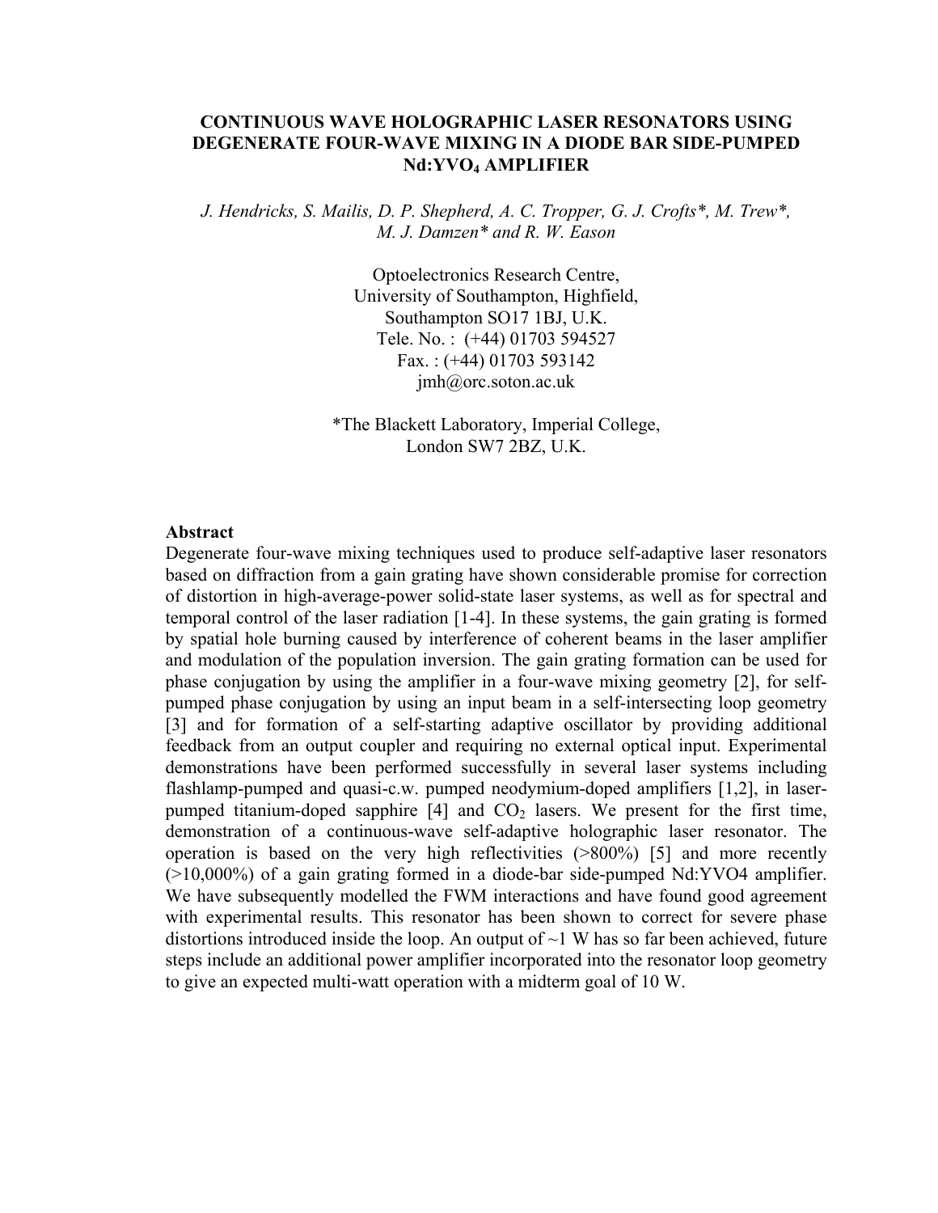# CONTINUOUS WAVE HOLOGRAPHIC LASER RESONATORS USING DEGENERATE FOUR-WAVE MIXING IN A DIODE BAR SIDE-PUMPED $Nd:YVO_4$ AMPLIFIER

*J. Hendricks, S. Mailis, D. P. Shepherd, A. C. Tropper, G. J. Crofts\*, M. Trew\*, M. J. Damzen\* and R. W. Eason*

Optoelectronics Research Centre,
University of Southampton, Highfield,
Southampton SO17 1BJ, U.K.
Tele. No. : (+44) 01703 594527
Fax. : (+44) 01703 593142
jmh@orc.soton.ac.uk

\*The Blackett Laboratory, Imperial College,
London SW7 2BZ, U.K.

## Abstract

Degenerate four-wave mixing techniques used to produce self-adaptive laser resonators based on diffraction from a gain grating have shown considerable promise for correction of distortion in high-average-power solid-state laser systems, as well as for spectral and temporal control of the laser radiation [1-4]. In these systems, the gain grating is formed by spatial hole burning caused by interference of coherent beams in the laser amplifier and modulation of the population inversion. The gain grating formation can be used for phase conjugation by using the amplifier in a four-wave mixing geometry [2], for self-pumped phase conjugation by using an input beam in a self-intersecting loop geometry [3] and for formation of a self-starting adaptive oscillator by providing additional feedback from an output coupler and requiring no external optical input. Experimental demonstrations have been performed successfully in several laser systems including flashlamp-pumped and quasi-c.w. pumped neodymium-doped amplifiers [1,2], in laser-pumped titanium-doped sapphire [4] and $CO_2$ lasers. We present for the first time, demonstration of a continuous-wave self-adaptive holographic laser resonator. The operation is based on the very high reflectivities (>800%) [5] and more recently (>10,000%) of a gain grating formed in a diode-bar side-pumped Nd:YVO4 amplifier. We have subsequently modelled the FWM interactions and have found good agreement with experimental results. This resonator has been shown to correct for severe phase distortions introduced inside the loop. An output of ~1 W has so far been achieved, future steps include an additional power amplifier incorporated into the resonator loop geometry to give an expected multi-watt operation with a midterm goal of 10 W.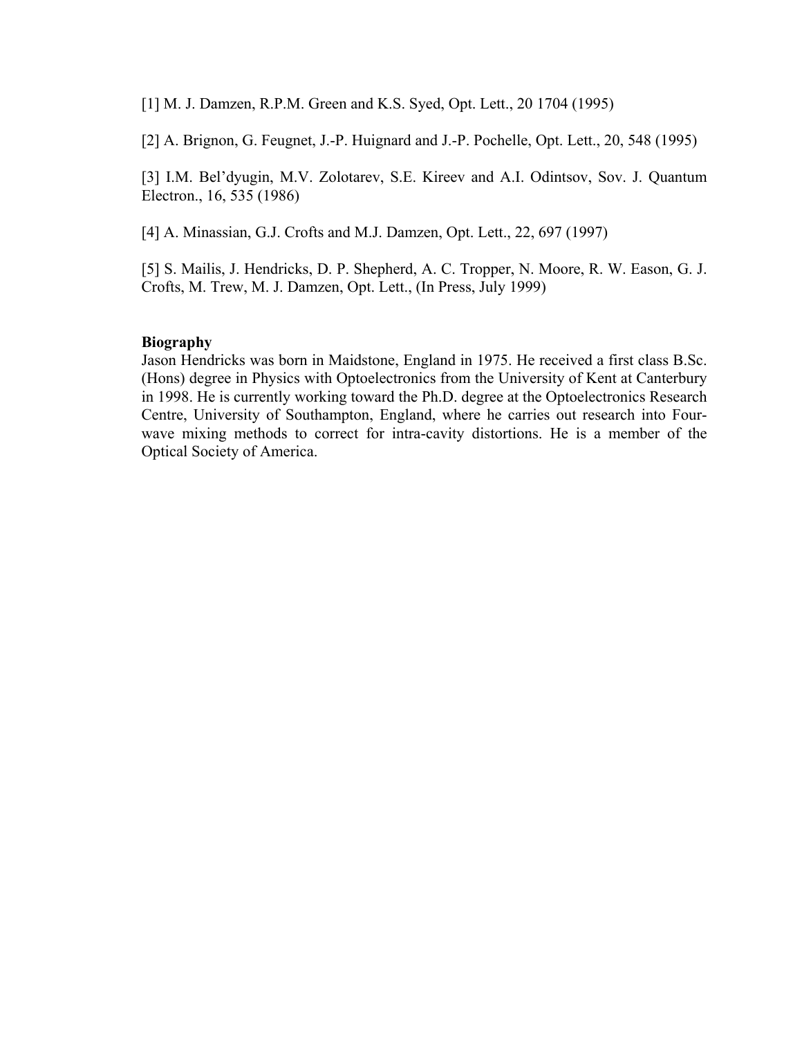[1] M. J. Damzen, R.P.M. Green and K.S. Syed, Opt. Lett., 20 1704 (1995)

[2] A. Brignon, G. Feugnet, J.-P. Huignard and J.-P. Pochelle, Opt. Lett., 20, 548 (1995)

[3] I.M. Bel'dyugin, M.V. Zolotarev, S.E. Kireev and A.I. Odintsov, Sov. J. Quantum Electron., 16, 535 (1986)

[4] A. Minassian, G.J. Crofts and M.J. Damzen, Opt. Lett., 22, 697 (1997)

[5] S. Mailis, J. Hendricks, D. P. Shepherd, A. C. Tropper, N. Moore, R. W. Eason, G. J. Crofts, M. Trew, M. J. Damzen, Opt. Lett., (In Press, July 1999)

**Biography**

Jason Hendricks was born in Maidstone, England in 1975. He received a first class B.Sc. (Hons) degree in Physics with Optoelectronics from the University of Kent at Canterbury in 1998. He is currently working toward the Ph.D. degree at the Optoelectronics Research Centre, University of Southampton, England, where he carries out research into Four-wave mixing methods to correct for intra-cavity distortions. He is a member of the Optical Society of America.